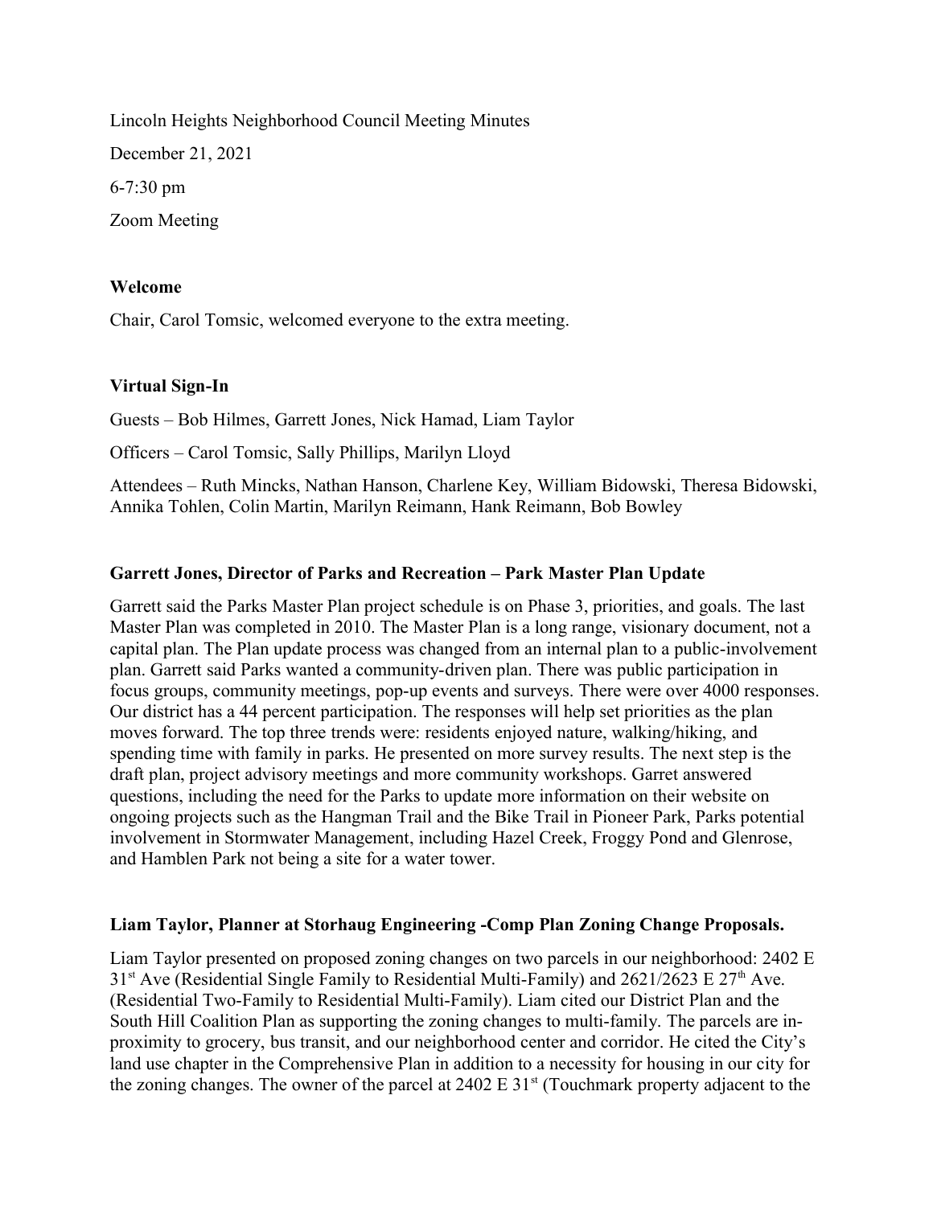Lincoln Heights Neighborhood Council Meeting Minutes

December 21, 2021

6-7:30 pm

Zoom Meeting

**Welcome**

Chair, Carol Tomsic, welcomed everyone to the extra meeting.

**Virtual Sign-In**

Guests – Bob Hilmes, Garrett Jones, Nick Hamad, Liam Taylor

Officers – Carol Tomsic, Sally Phillips, Marilyn Lloyd

Attendees – Ruth Mincks, Nathan Hanson, Charlene Key, William Bidowski, Theresa Bidowski, Annika Tohlen, Colin Martin, Marilyn Reimann, Hank Reimann, Bob Bowley

**Garrett Jones, Director of Parks and Recreation – Park Master Plan Update**

Garrett said the Parks Master Plan project schedule is on Phase 3, priorities, and goals. The last Master Plan was completed in 2010. The Master Plan is a long range, visionary document, not a capital plan. The Plan update process was changed from an internal plan to a public-involvement plan. Garrett said Parks wanted a community-driven plan. There was public participation in focus groups, community meetings, pop-up events and surveys. There were over 4000 responses. Our district has a 44 percent participation. The responses will help set priorities as the plan moves forward. The top three trends were: residents enjoyed nature, walking/hiking, and spending time with family in parks. He presented on more survey results. The next step is the draft plan, project advisory meetings and more community workshops. Garret answered questions, including the need for the Parks to update more information on their website on ongoing projects such as the Hangman Trail and the Bike Trail in Pioneer Park, Parks potential involvement in Stormwater Management, including Hazel Creek, Froggy Pond and Glenrose, and Hamblen Park not being a site for a water tower.

**Liam Taylor, Planner at Storhaug Engineering -Comp Plan Zoning Change Proposals.**

Liam Taylor presented on proposed zoning changes on two parcels in our neighborhood: 2402 E 31st Ave (Residential Single Family to Residential Multi-Family) and 2621/2623 E 27th Ave. (Residential Two-Family to Residential Multi-Family). Liam cited our District Plan and the South Hill Coalition Plan as supporting the zoning changes to multi-family. The parcels are in-proximity to grocery, bus transit, and our neighborhood center and corridor. He cited the City's land use chapter in the Comprehensive Plan in addition to a necessity for housing in our city for the zoning changes. The owner of the parcel at 2402 E 31st (Touchmark property adjacent to the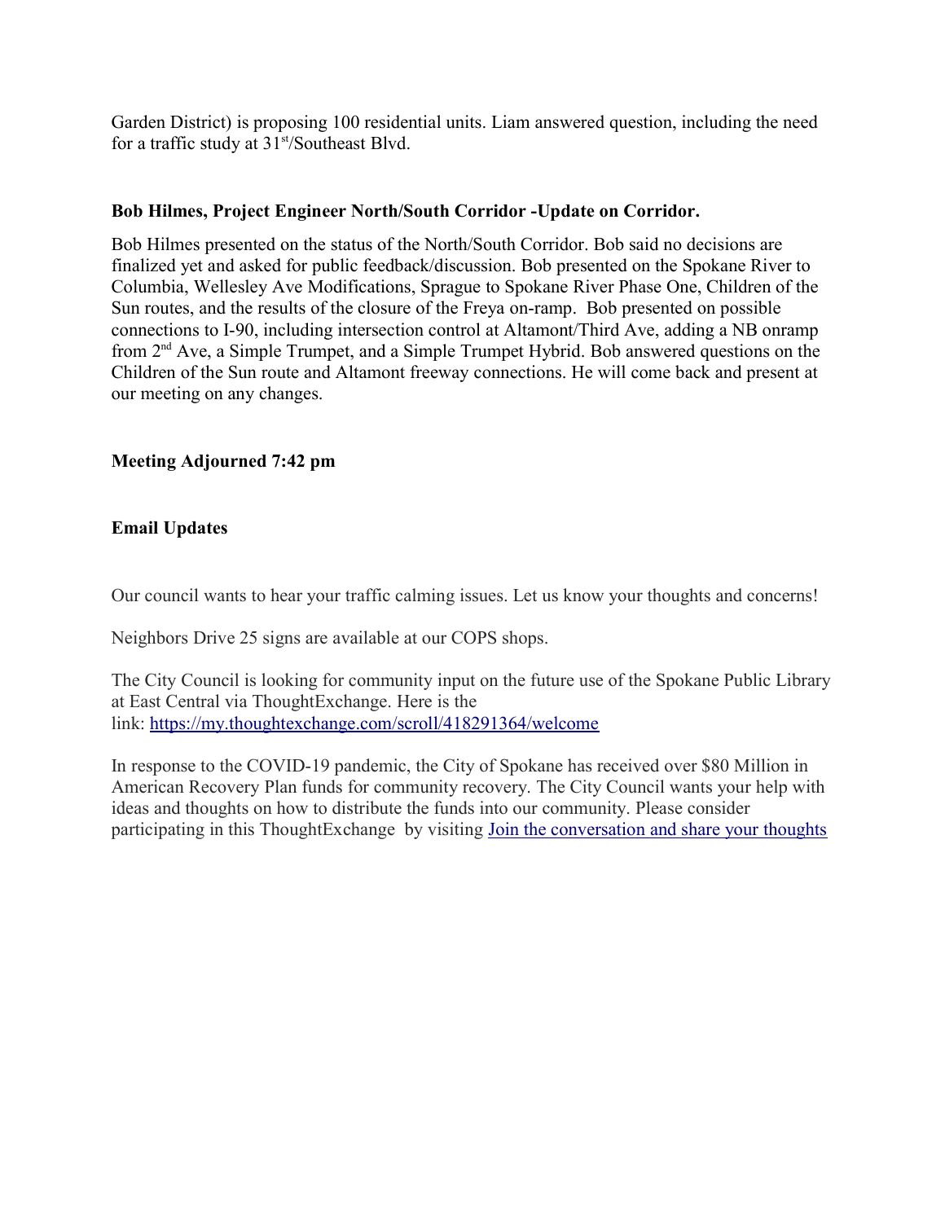Garden District) is proposing 100 residential units. Liam answered question, including the need for a traffic study at 31st/Southeast Blvd.

**Bob Hilmes, Project Engineer North/South Corridor -Update on Corridor.**

Bob Hilmes presented on the status of the North/South Corridor. Bob said no decisions are finalized yet and asked for public feedback/discussion. Bob presented on the Spokane River to Columbia, Wellesley Ave Modifications, Sprague to Spokane River Phase One, Children of the Sun routes, and the results of the closure of the Freya on-ramp. Bob presented on possible connections to I-90, including intersection control at Altamont/Third Ave, adding a NB onramp from 2nd Ave, a Simple Trumpet, and a Simple Trumpet Hybrid. Bob answered questions on the Children of the Sun route and Altamont freeway connections. He will come back and present at our meeting on any changes.

**Meeting Adjourned 7:42 pm**

**Email Updates**

Our council wants to hear your traffic calming issues. Let us know your thoughts and concerns!

Neighbors Drive 25 signs are available at our COPS shops.

The City Council is looking for community input on the future use of the Spokane Public Library at East Central via ThoughtExchange. Here is the link: [https://my.thoughtexchange.com/scroll/418291364/welcome](https://my.thoughtexchange.com/scroll/418291364/welcome)

In response to the COVID-19 pandemic, the City of Spokane has received over $80 Million in American Recovery Plan funds for community recovery. The City Council wants your help with ideas and thoughts on how to distribute the funds into our community. Please consider participating in this ThoughtExchange by visiting Join the conversation and share your thoughts